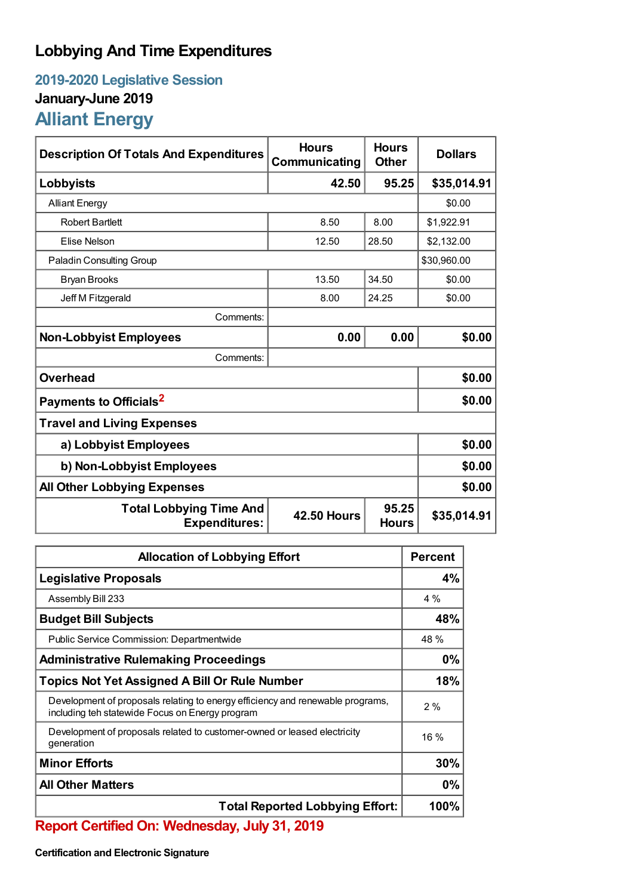# Lobbying And Time Expenditures

## 2019-2020 Legislative Session

### January-June 2019

## Alliant Energy

| Description Of Totals And Expenditures | Hours Communicating | Hours Other | Dollars |
|---|---|---|---|
| **Lobbyists** | **42.50** | **95.25** | **$35,014.91** |
| Alliant Energy | | | $0.00 |
| Robert Bartlett | 8.50 | 8.00 | $1,922.91 |
| Elise Nelson | 12.50 | 28.50 | $2,132.00 |
| Paladin Consulting Group | | | $30,960.00 |
| Bryan Brooks | 13.50 | 34.50 | $0.00 |
| Jeff M Fitzgerald | 8.00 | 24.25 | $0.00 |
| Comments: | | | |
| **Non-Lobbyist Employees** | **0.00** | **0.00** | **$0.00** |
| Comments: | | | |
| **Overhead** | | | **$0.00** |
| **Payments to Officials**[2] | | | **$0.00** |
| **Travel and Living Expenses** | | | |
| **a) Lobbyist Employees** | | | **$0.00** |
| **b) Non-Lobbyist Employees** | | | **$0.00** |
| **All Other Lobbying Expenses** | | | **$0.00** |
| **Total Lobbying Time And Expenditures:** | **42.50 Hours** | **95.25 Hours** | **$35,014.91** |

| Allocation of Lobbying Effort | Percent |
|---|---|
| **Legislative Proposals** | **4%** |
| Assembly Bill 233 | 4 % |
| **Budget Bill Subjects** | **48%** |
| Public Service Commission: Departmentwide | 48 % |
| **Administrative Rulemaking Proceedings** | **0%** |
| **Topics Not Yet Assigned A Bill Or Rule Number** | **18%** |
| Development of proposals relating to energy efficiency and renewable programs, including teh statewide Focus on Energy program | 2 % |
| Development of proposals related to customer-owned or leased electricity generation | 16 % |
| **Minor Efforts** | **30%** |
| **All Other Matters** | **0%** |
| **Total Reported Lobbying Effort:** | **100%** |

**Report Certified On: Wednesday, July 31, 2019**

**Certification and Electronic Signature**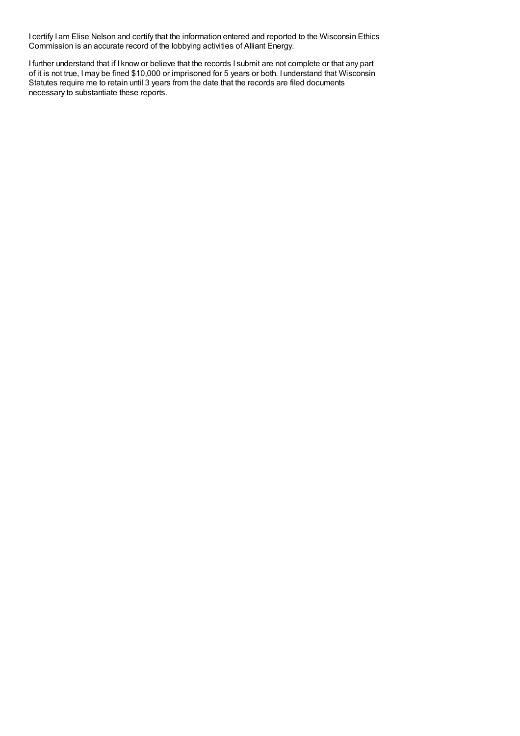I certify I am Elise Nelson and certify that the information entered and reported to the Wisconsin Ethics Commission is an accurate record of the lobbying activities of Alliant Energy.

I further understand that if I know or believe that the records I submit are not complete or that any part of it is not true, I may be fined $10,000 or imprisoned for 5 years or both. I understand that Wisconsin Statutes require me to retain until 3 years from the date that the records are filed documents necessary to substantiate these reports.